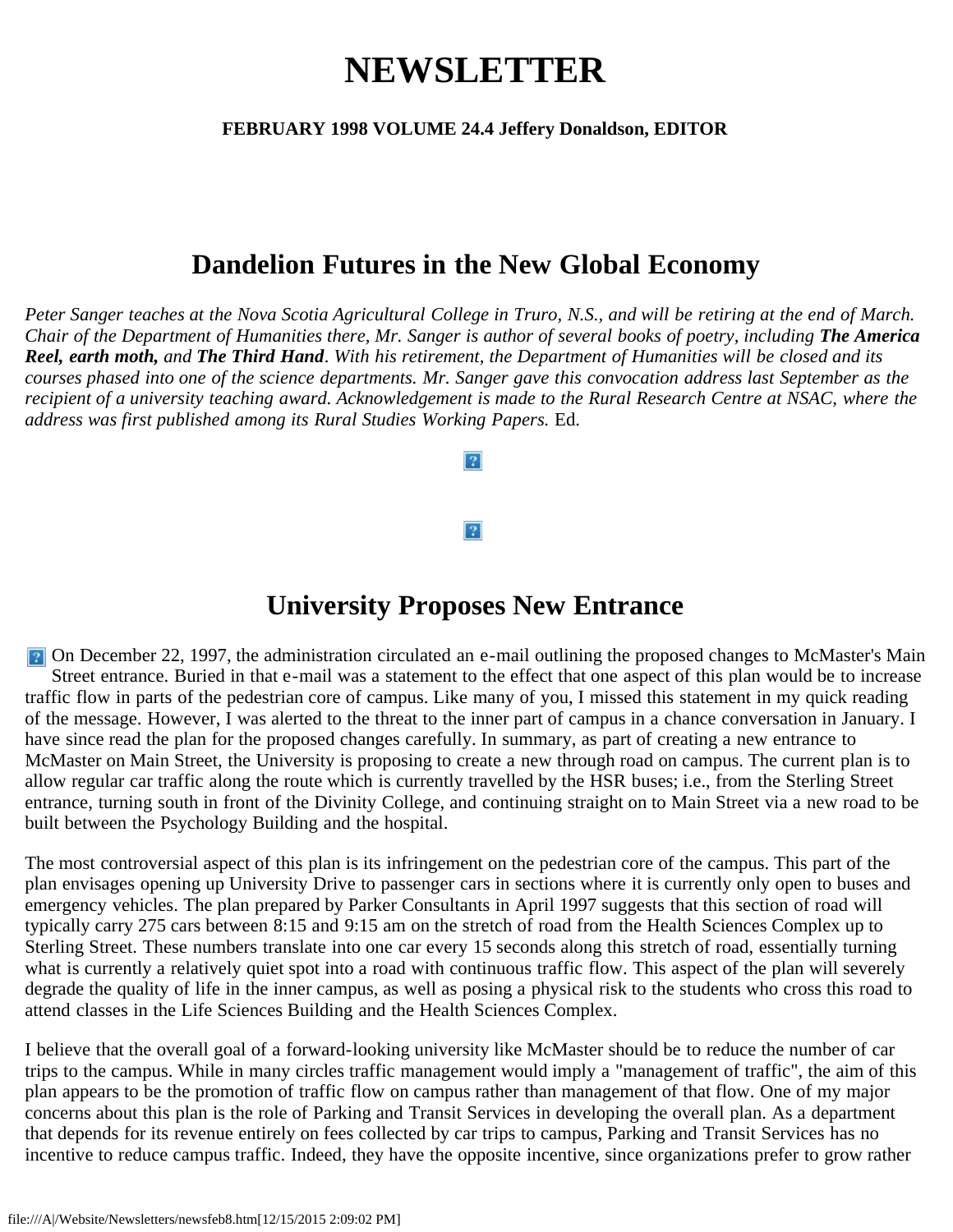# NEWSLETTER

**FEBRUARY 1998 VOLUME 24.4 Jeffery Donaldson, EDITOR**

## Dandelion Futures in the New Global Economy

*Peter Sanger teaches at the Nova Scotia Agricultural College in Truro, N.S., and will be retiring at the end of March. Chair of the Department of Humanities there, Mr. Sanger is author of several books of poetry, including* ***The America Reel, earth moth,*** *and* ***The Third Hand****. With his retirement, the Department of Humanities will be closed and its courses phased into one of the science departments. Mr. Sanger gave this convocation address last September as the recipient of a university teaching award. Acknowledgement is made to the Rural Research Centre at NSAC, where the address was first published among its Rural Studies Working Papers.* Ed.

## University Proposes New Entrance

On December 22, 1997, the administration circulated an e-mail outlining the proposed changes to McMaster's Main Street entrance. Buried in that e-mail was a statement to the effect that one aspect of this plan would be to increase traffic flow in parts of the pedestrian core of campus. Like many of you, I missed this statement in my quick reading of the message. However, I was alerted to the threat to the inner part of campus in a chance conversation in January. I have since read the plan for the proposed changes carefully. In summary, as part of creating a new entrance to McMaster on Main Street, the University is proposing to create a new through road on campus. The current plan is to allow regular car traffic along the route which is currently travelled by the HSR buses; i.e., from the Sterling Street entrance, turning south in front of the Divinity College, and continuing straight on to Main Street via a new road to be built between the Psychology Building and the hospital.

The most controversial aspect of this plan is its infringement on the pedestrian core of the campus. This part of the plan envisages opening up University Drive to passenger cars in sections where it is currently only open to buses and emergency vehicles. The plan prepared by Parker Consultants in April 1997 suggests that this section of road will typically carry 275 cars between 8:15 and 9:15 am on the stretch of road from the Health Sciences Complex up to Sterling Street. These numbers translate into one car every 15 seconds along this stretch of road, essentially turning what is currently a relatively quiet spot into a road with continuous traffic flow. This aspect of the plan will severely degrade the quality of life in the inner campus, as well as posing a physical risk to the students who cross this road to attend classes in the Life Sciences Building and the Health Sciences Complex.

I believe that the overall goal of a forward-looking university like McMaster should be to reduce the number of car trips to the campus. While in many circles traffic management would imply a "management of traffic", the aim of this plan appears to be the promotion of traffic flow on campus rather than management of that flow. One of my major concerns about this plan is the role of Parking and Transit Services in developing the overall plan. As a department that depends for its revenue entirely on fees collected by car trips to campus, Parking and Transit Services has no incentive to reduce campus traffic. Indeed, they have the opposite incentive, since organizations prefer to grow rather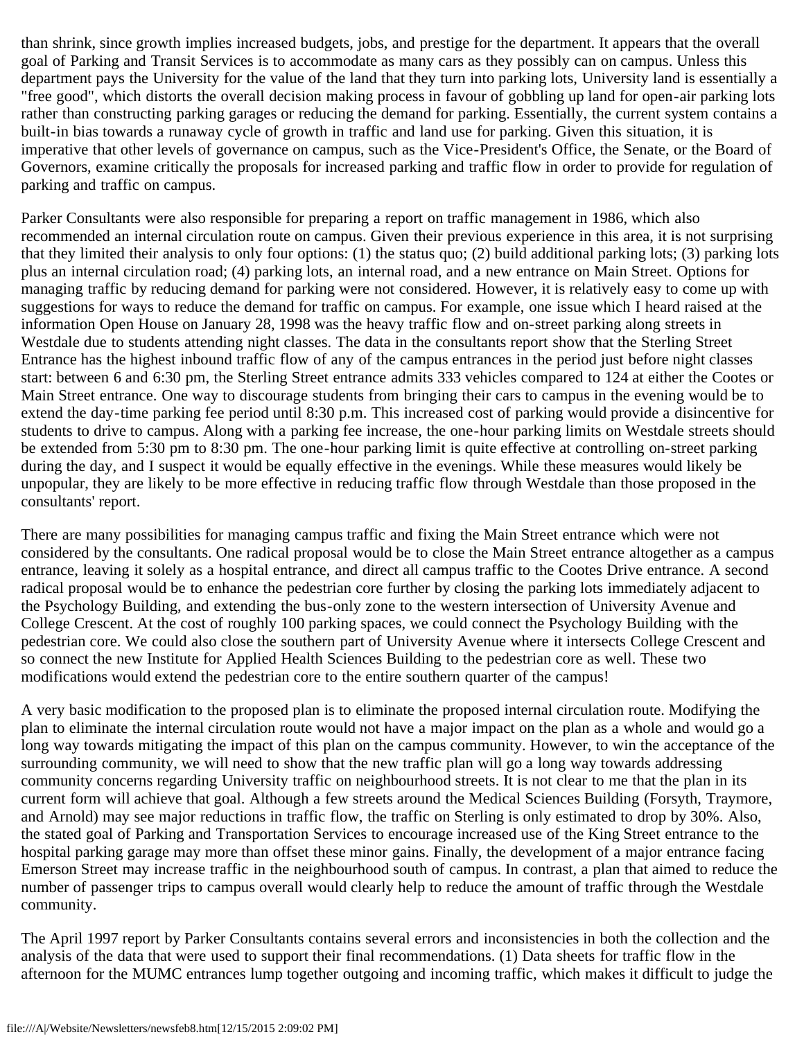than shrink, since growth implies increased budgets, jobs, and prestige for the department. It appears that the overall goal of Parking and Transit Services is to accommodate as many cars as they possibly can on campus. Unless this department pays the University for the value of the land that they turn into parking lots, University land is essentially a "free good", which distorts the overall decision making process in favour of gobbling up land for open-air parking lots rather than constructing parking garages or reducing the demand for parking. Essentially, the current system contains a built-in bias towards a runaway cycle of growth in traffic and land use for parking. Given this situation, it is imperative that other levels of governance on campus, such as the Vice-President's Office, the Senate, or the Board of Governors, examine critically the proposals for increased parking and traffic flow in order to provide for regulation of parking and traffic on campus.

Parker Consultants were also responsible for preparing a report on traffic management in 1986, which also recommended an internal circulation route on campus. Given their previous experience in this area, it is not surprising that they limited their analysis to only four options: (1) the status quo; (2) build additional parking lots; (3) parking lots plus an internal circulation road; (4) parking lots, an internal road, and a new entrance on Main Street. Options for managing traffic by reducing demand for parking were not considered. However, it is relatively easy to come up with suggestions for ways to reduce the demand for traffic on campus. For example, one issue which I heard raised at the information Open House on January 28, 1998 was the heavy traffic flow and on-street parking along streets in Westdale due to students attending night classes. The data in the consultants report show that the Sterling Street Entrance has the highest inbound traffic flow of any of the campus entrances in the period just before night classes start: between 6 and 6:30 pm, the Sterling Street entrance admits 333 vehicles compared to 124 at either the Cootes or Main Street entrance. One way to discourage students from bringing their cars to campus in the evening would be to extend the day-time parking fee period until 8:30 p.m. This increased cost of parking would provide a disincentive for students to drive to campus. Along with a parking fee increase, the one-hour parking limits on Westdale streets should be extended from 5:30 pm to 8:30 pm. The one-hour parking limit is quite effective at controlling on-street parking during the day, and I suspect it would be equally effective in the evenings. While these measures would likely be unpopular, they are likely to be more effective in reducing traffic flow through Westdale than those proposed in the consultants' report.

There are many possibilities for managing campus traffic and fixing the Main Street entrance which were not considered by the consultants. One radical proposal would be to close the Main Street entrance altogether as a campus entrance, leaving it solely as a hospital entrance, and direct all campus traffic to the Cootes Drive entrance. A second radical proposal would be to enhance the pedestrian core further by closing the parking lots immediately adjacent to the Psychology Building, and extending the bus-only zone to the western intersection of University Avenue and College Crescent. At the cost of roughly 100 parking spaces, we could connect the Psychology Building with the pedestrian core. We could also close the southern part of University Avenue where it intersects College Crescent and so connect the new Institute for Applied Health Sciences Building to the pedestrian core as well. These two modifications would extend the pedestrian core to the entire southern quarter of the campus!

A very basic modification to the proposed plan is to eliminate the proposed internal circulation route. Modifying the plan to eliminate the internal circulation route would not have a major impact on the plan as a whole and would go a long way towards mitigating the impact of this plan on the campus community. However, to win the acceptance of the surrounding community, we will need to show that the new traffic plan will go a long way towards addressing community concerns regarding University traffic on neighbourhood streets. It is not clear to me that the plan in its current form will achieve that goal. Although a few streets around the Medical Sciences Building (Forsyth, Traymore, and Arnold) may see major reductions in traffic flow, the traffic on Sterling is only estimated to drop by 30%. Also, the stated goal of Parking and Transportation Services to encourage increased use of the King Street entrance to the hospital parking garage may more than offset these minor gains. Finally, the development of a major entrance facing Emerson Street may increase traffic in the neighbourhood south of campus. In contrast, a plan that aimed to reduce the number of passenger trips to campus overall would clearly help to reduce the amount of traffic through the Westdale community.

The April 1997 report by Parker Consultants contains several errors and inconsistencies in both the collection and the analysis of the data that were used to support their final recommendations. (1) Data sheets for traffic flow in the afternoon for the MUMC entrances lump together outgoing and incoming traffic, which makes it difficult to judge the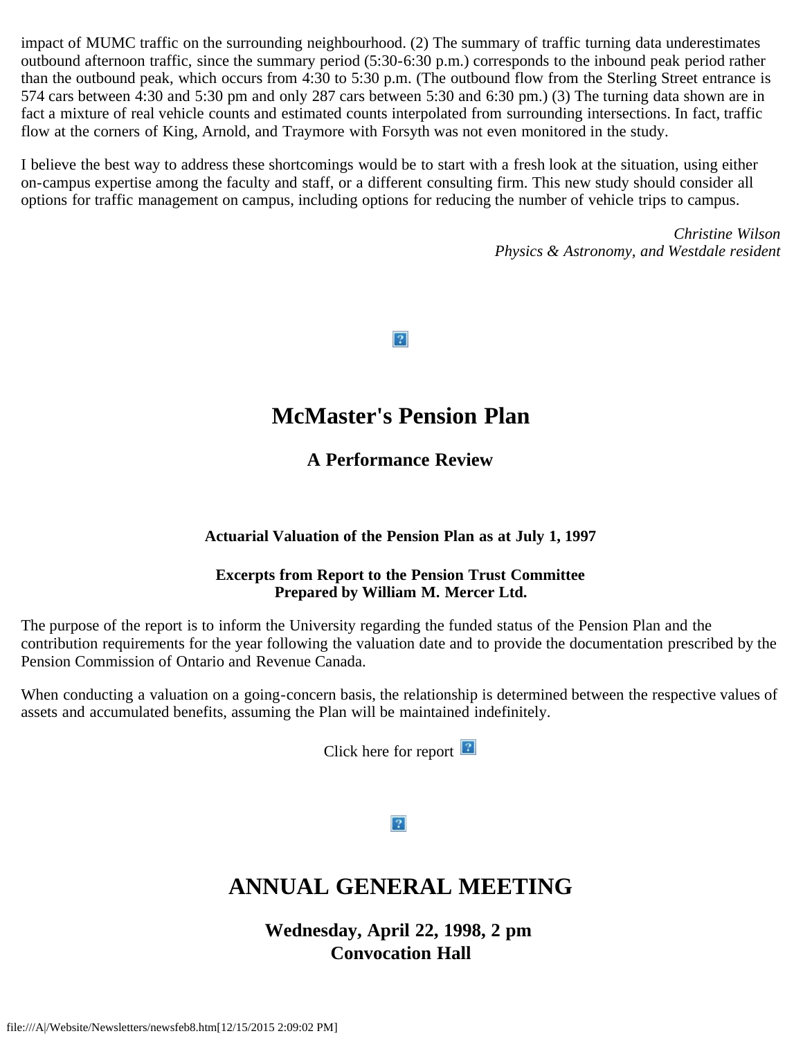impact of MUMC traffic on the surrounding neighbourhood. (2) The summary of traffic turning data underestimates outbound afternoon traffic, since the summary period (5:30-6:30 p.m.) corresponds to the inbound peak period rather than the outbound peak, which occurs from 4:30 to 5:30 p.m. (The outbound flow from the Sterling Street entrance is 574 cars between 4:30 and 5:30 pm and only 287 cars between 5:30 and 6:30 pm.) (3) The turning data shown are in fact a mixture of real vehicle counts and estimated counts interpolated from surrounding intersections. In fact, traffic flow at the corners of King, Arnold, and Traymore with Forsyth was not even monitored in the study.

I believe the best way to address these shortcomings would be to start with a fresh look at the situation, using either on-campus expertise among the faculty and staff, or a different consulting firm. This new study should consider all options for traffic management on campus, including options for reducing the number of vehicle trips to campus.

*Christine Wilson*
*Physics & Astronomy, and Westdale resident*

# McMaster's Pension Plan

### A Performance Review

**Actuarial Valuation of the Pension Plan as at July 1, 1997**

**Excerpts from Report to the Pension Trust Committee**
**Prepared by William M. Mercer Ltd.**

The purpose of the report is to inform the University regarding the funded status of the Pension Plan and the contribution requirements for the year following the valuation date and to provide the documentation prescribed by the Pension Commission of Ontario and Revenue Canada.

When conducting a valuation on a going-concern basis, the relationship is determined between the respective values of assets and accumulated benefits, assuming the Plan will be maintained indefinitely.

Click here for report

# ANNUAL GENERAL MEETING

### Wednesday, April 22, 1998, 2 pm
### Convocation Hall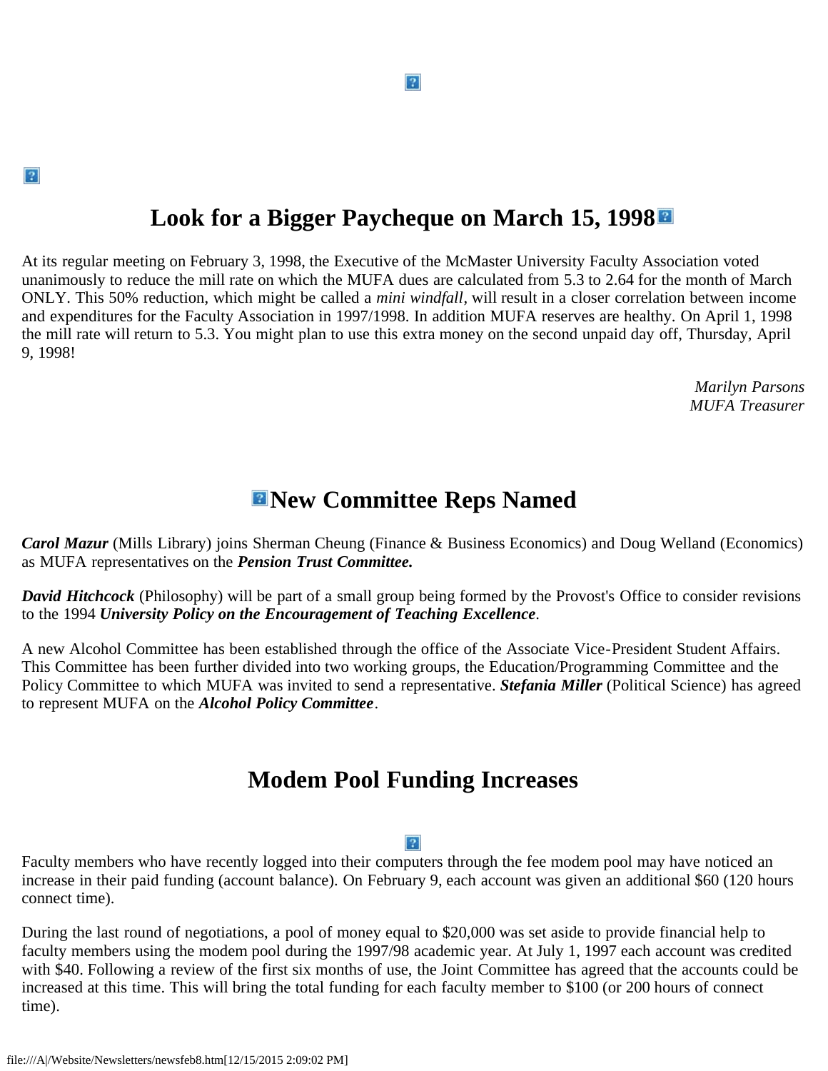## Look for a Bigger Paycheque on March 15, 1998

At its regular meeting on February 3, 1998, the Executive of the McMaster University Faculty Association voted unanimously to reduce the mill rate on which the MUFA dues are calculated from 5.3 to 2.64 for the month of March ONLY. This 50% reduction, which might be called a *mini windfall*, will result in a closer correlation between income and expenditures for the Faculty Association in 1997/1998. In addition MUFA reserves are healthy. On April 1, 1998 the mill rate will return to 5.3. You might plan to use this extra money on the second unpaid day off, Thursday, April 9, 1998!

*Marilyn Parsons*
*MUFA Treasurer*

## New Committee Reps Named

***Carol Mazur*** (Mills Library) joins Sherman Cheung (Finance & Business Economics) and Doug Welland (Economics) as MUFA representatives on the ***Pension Trust Committee.***

***David Hitchcock*** (Philosophy) will be part of a small group being formed by the Provost's Office to consider revisions to the 1994 ***University Policy on the Encouragement of Teaching Excellence***.

A new Alcohol Committee has been established through the office of the Associate Vice-President Student Affairs. This Committee has been further divided into two working groups, the Education/Programming Committee and the Policy Committee to which MUFA was invited to send a representative. ***Stefania Miller*** (Political Science) has agreed to represent MUFA on the ***Alcohol Policy Committee***.

## Modem Pool Funding Increases

Faculty members who have recently logged into their computers through the fee modem pool may have noticed an increase in their paid funding (account balance). On February 9, each account was given an additional $60 (120 hours connect time).

During the last round of negotiations, a pool of money equal to $20,000 was set aside to provide financial help to faculty members using the modem pool during the 1997/98 academic year. At July 1, 1997 each account was credited with $40. Following a review of the first six months of use, the Joint Committee has agreed that the accounts could be increased at this time. This will bring the total funding for each faculty member to $100 (or 200 hours of connect time).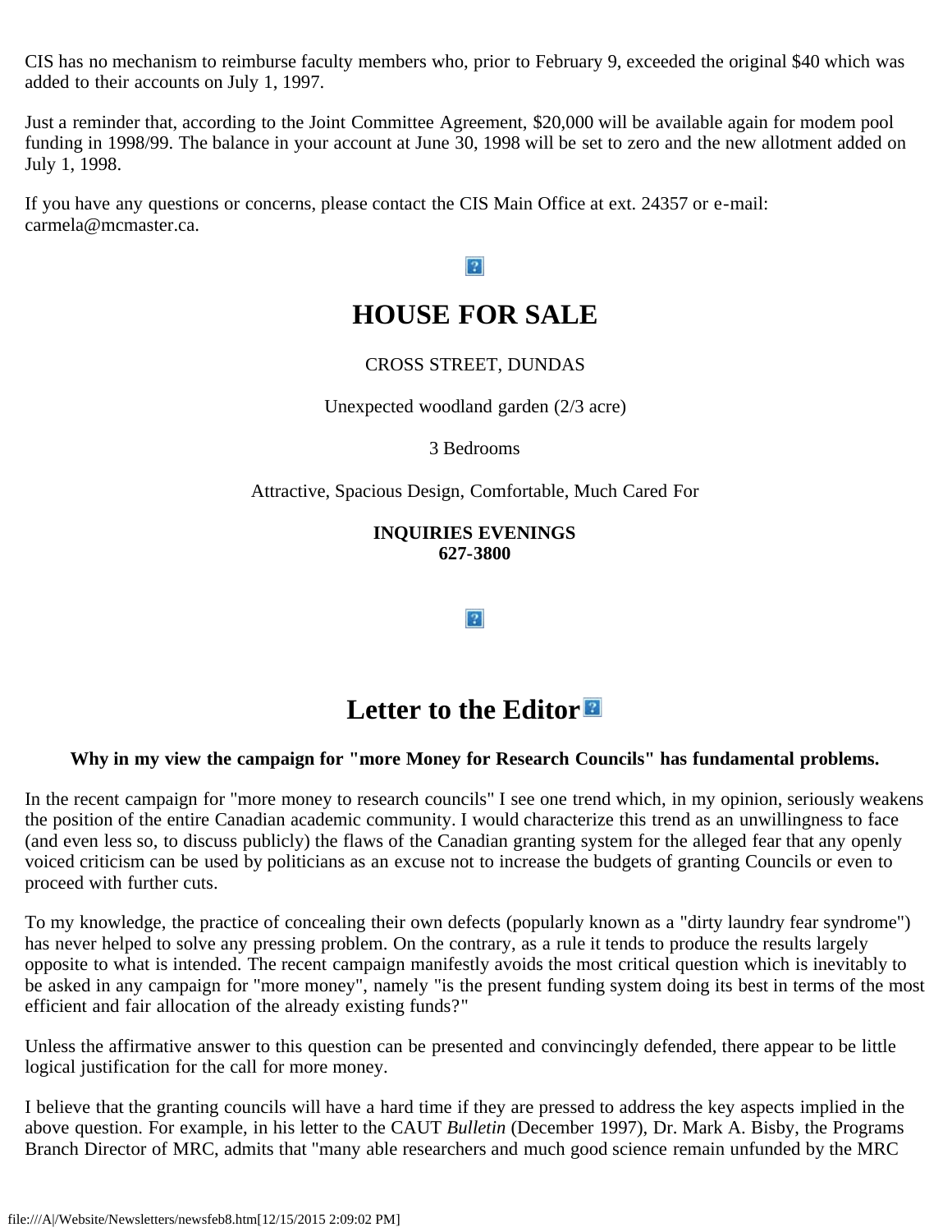CIS has no mechanism to reimburse faculty members who, prior to February 9, exceeded the original $40 which was added to their accounts on July 1, 1997.

Just a reminder that, according to the Joint Committee Agreement, $20,000 will be available again for modem pool funding in 1998/99. The balance in your account at June 30, 1998 will be set to zero and the new allotment added on July 1, 1998.

If you have any questions or concerns, please contact the CIS Main Office at ext. 24357 or e-mail: carmela@mcmaster.ca.

# HOUSE FOR SALE

CROSS STREET, DUNDAS

Unexpected woodland garden (2/3 acre)

3 Bedrooms

Attractive, Spacious Design, Comfortable, Much Cared For

**INQUIRIES EVENINGS**
**627-3800**

# Letter to the Editor

**Why in my view the campaign for "more Money for Research Councils" has fundamental problems.**

In the recent campaign for "more money to research councils" I see one trend which, in my opinion, seriously weakens the position of the entire Canadian academic community. I would characterize this trend as an unwillingness to face (and even less so, to discuss publicly) the flaws of the Canadian granting system for the alleged fear that any openly voiced criticism can be used by politicians as an excuse not to increase the budgets of granting Councils or even to proceed with further cuts.

To my knowledge, the practice of concealing their own defects (popularly known as a "dirty laundry fear syndrome") has never helped to solve any pressing problem. On the contrary, as a rule it tends to produce the results largely opposite to what is intended. The recent campaign manifestly avoids the most critical question which is inevitably to be asked in any campaign for "more money", namely "is the present funding system doing its best in terms of the most efficient and fair allocation of the already existing funds?"

Unless the affirmative answer to this question can be presented and convincingly defended, there appear to be little logical justification for the call for more money.

I believe that the granting councils will have a hard time if they are pressed to address the key aspects implied in the above question. For example, in his letter to the CAUT *Bulletin* (December 1997), Dr. Mark A. Bisby, the Programs Branch Director of MRC, admits that "many able researchers and much good science remain unfunded by the MRC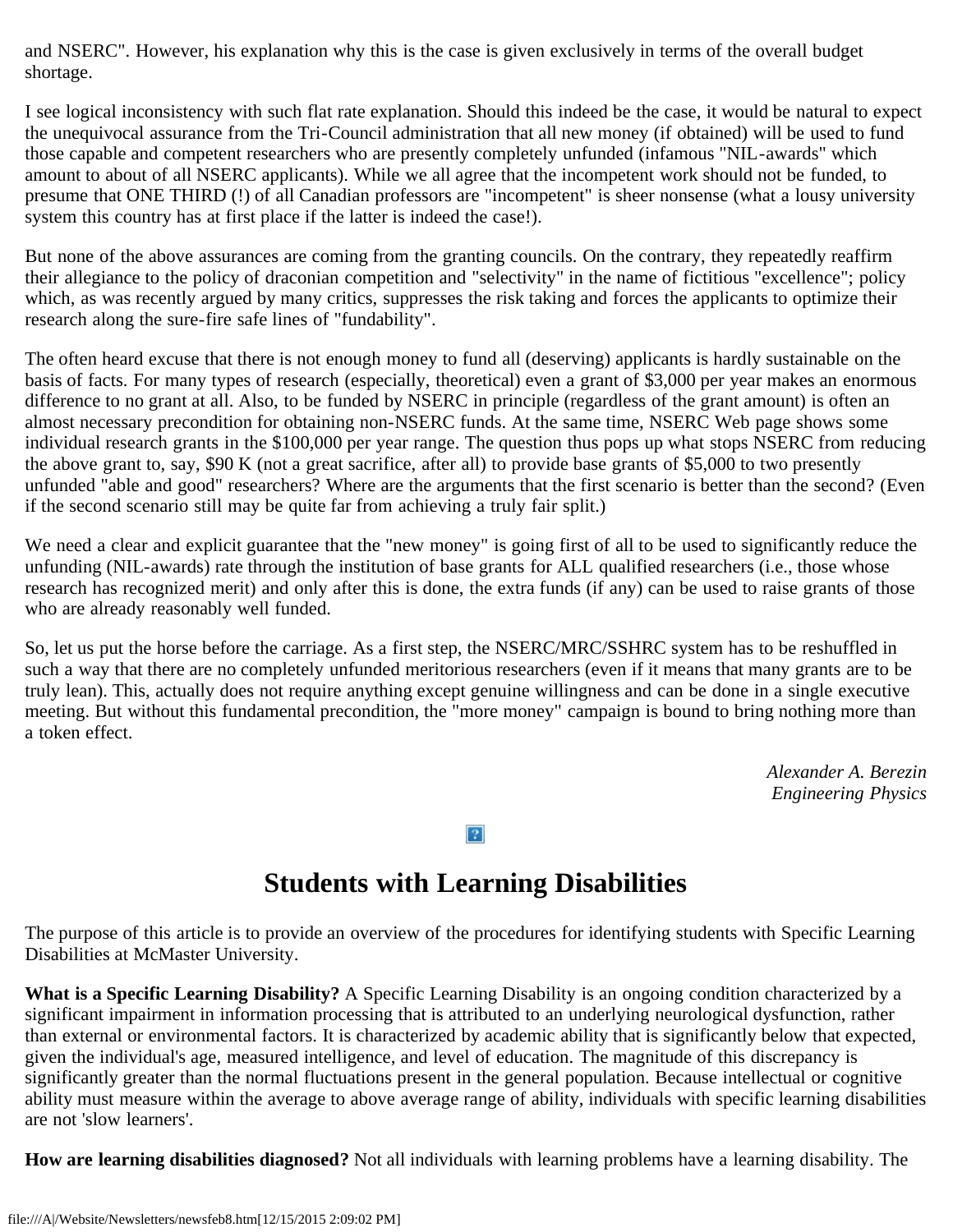and NSERC". However, his explanation why this is the case is given exclusively in terms of the overall budget shortage.

I see logical inconsistency with such flat rate explanation. Should this indeed be the case, it would be natural to expect the unequivocal assurance from the Tri-Council administration that all new money (if obtained) will be used to fund those capable and competent researchers who are presently completely unfunded (infamous "NIL-awards" which amount to about of all NSERC applicants). While we all agree that the incompetent work should not be funded, to presume that ONE THIRD (!) of all Canadian professors are "incompetent" is sheer nonsense (what a lousy university system this country has at first place if the latter is indeed the case!).

But none of the above assurances are coming from the granting councils. On the contrary, they repeatedly reaffirm their allegiance to the policy of draconian competition and "selectivity" in the name of fictitious "excellence"; policy which, as was recently argued by many critics, suppresses the risk taking and forces the applicants to optimize their research along the sure-fire safe lines of "fundability".

The often heard excuse that there is not enough money to fund all (deserving) applicants is hardly sustainable on the basis of facts. For many types of research (especially, theoretical) even a grant of $3,000 per year makes an enormous difference to no grant at all. Also, to be funded by NSERC in principle (regardless of the grant amount) is often an almost necessary precondition for obtaining non-NSERC funds. At the same time, NSERC Web page shows some individual research grants in the $100,000 per year range. The question thus pops up what stops NSERC from reducing the above grant to, say, $90 K (not a great sacrifice, after all) to provide base grants of $5,000 to two presently unfunded "able and good" researchers? Where are the arguments that the first scenario is better than the second? (Even if the second scenario still may be quite far from achieving a truly fair split.)

We need a clear and explicit guarantee that the "new money" is going first of all to be used to significantly reduce the unfunding (NIL-awards) rate through the institution of base grants for ALL qualified researchers (i.e., those whose research has recognized merit) and only after this is done, the extra funds (if any) can be used to raise grants of those who are already reasonably well funded.

So, let us put the horse before the carriage. As a first step, the NSERC/MRC/SSHRC system has to be reshuffled in such a way that there are no completely unfunded meritorious researchers (even if it means that many grants are to be truly lean). This, actually does not require anything except genuine willingness and can be done in a single executive meeting. But without this fundamental precondition, the "more money" campaign is bound to bring nothing more than a token effect.

*Alexander A. Berezin*
*Engineering Physics*

## Students with Learning Disabilities

The purpose of this article is to provide an overview of the procedures for identifying students with Specific Learning Disabilities at McMaster University.

**What is a Specific Learning Disability?** A Specific Learning Disability is an ongoing condition characterized by a significant impairment in information processing that is attributed to an underlying neurological dysfunction, rather than external or environmental factors. It is characterized by academic ability that is significantly below that expected, given the individual's age, measured intelligence, and level of education. The magnitude of this discrepancy is significantly greater than the normal fluctuations present in the general population. Because intellectual or cognitive ability must measure within the average to above average range of ability, individuals with specific learning disabilities are not 'slow learners'.

**How are learning disabilities diagnosed?** Not all individuals with learning problems have a learning disability. The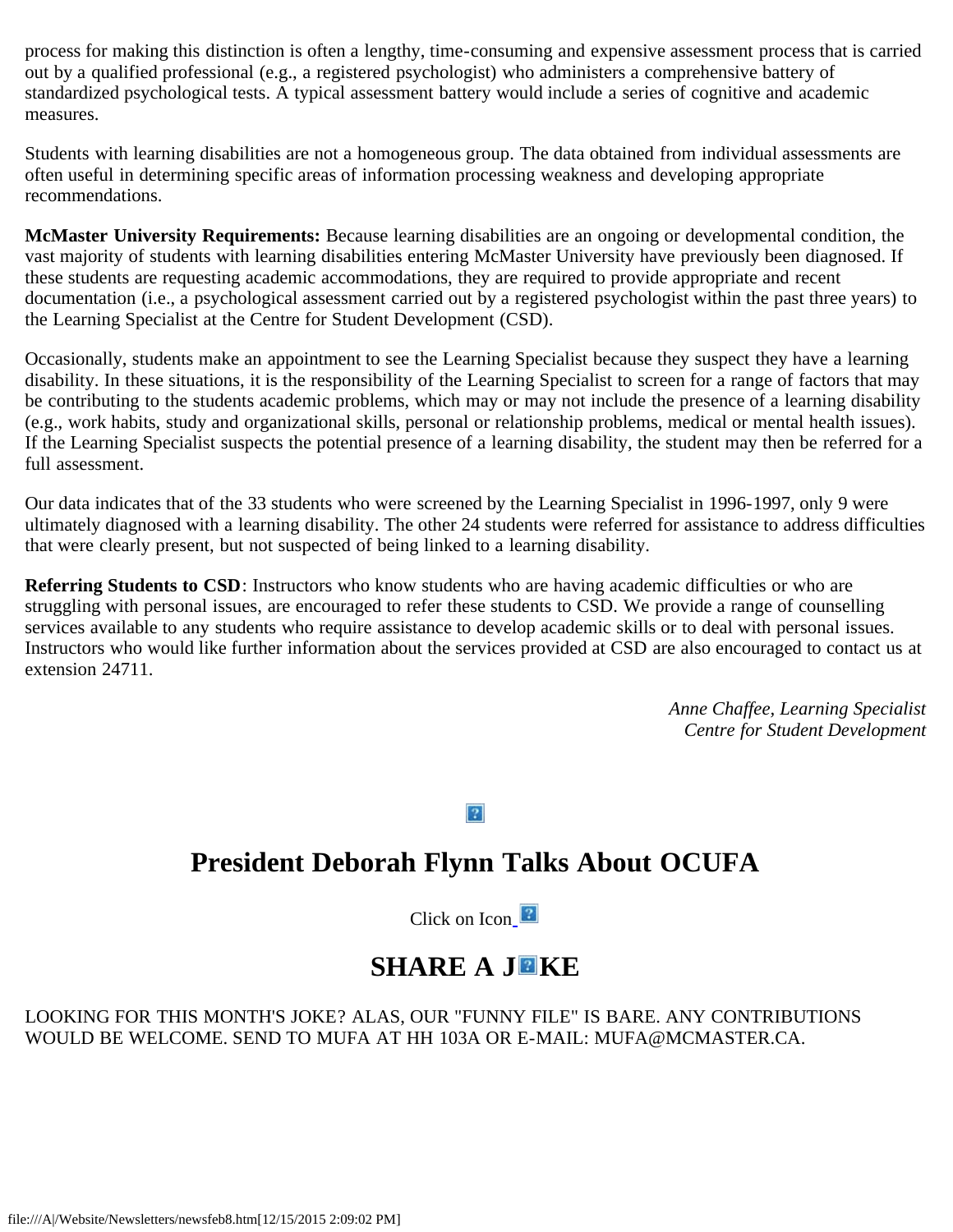process for making this distinction is often a lengthy, time-consuming and expensive assessment process that is carried out by a qualified professional (e.g., a registered psychologist) who administers a comprehensive battery of standardized psychological tests. A typical assessment battery would include a series of cognitive and academic measures.

Students with learning disabilities are not a homogeneous group. The data obtained from individual assessments are often useful in determining specific areas of information processing weakness and developing appropriate recommendations.

**McMaster University Requirements:** Because learning disabilities are an ongoing or developmental condition, the vast majority of students with learning disabilities entering McMaster University have previously been diagnosed. If these students are requesting academic accommodations, they are required to provide appropriate and recent documentation (i.e., a psychological assessment carried out by a registered psychologist within the past three years) to the Learning Specialist at the Centre for Student Development (CSD).

Occasionally, students make an appointment to see the Learning Specialist because they suspect they have a learning disability. In these situations, it is the responsibility of the Learning Specialist to screen for a range of factors that may be contributing to the students academic problems, which may or may not include the presence of a learning disability (e.g., work habits, study and organizational skills, personal or relationship problems, medical or mental health issues). If the Learning Specialist suspects the potential presence of a learning disability, the student may then be referred for a full assessment.

Our data indicates that of the 33 students who were screened by the Learning Specialist in 1996-1997, only 9 were ultimately diagnosed with a learning disability. The other 24 students were referred for assistance to address difficulties that were clearly present, but not suspected of being linked to a learning disability.

**Referring Students to CSD**: Instructors who know students who are having academic difficulties or who are struggling with personal issues, are encouraged to refer these students to CSD. We provide a range of counselling services available to any students who require assistance to develop academic skills or to deal with personal issues. Instructors who would like further information about the services provided at CSD are also encouraged to contact us at extension 24711.

*Anne Chaffee, Learning Specialist*
*Centre for Student Development*

## President Deborah Flynn Talks About OCUFA

Click on Icon

## SHARE A J KE

LOOKING FOR THIS MONTH'S JOKE? ALAS, OUR "FUNNY FILE" IS BARE. ANY CONTRIBUTIONS WOULD BE WELCOME. SEND TO MUFA AT HH 103A OR E-MAIL: MUFA@MCMASTER.CA.